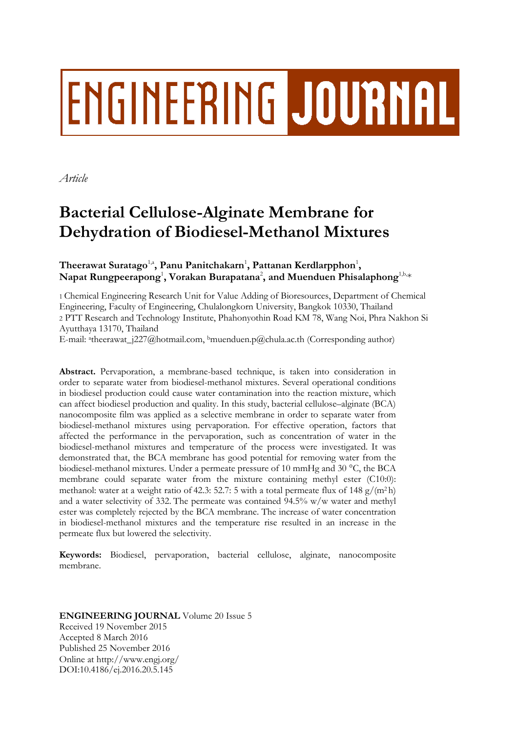# ENGINEERING JOURNAL

*Article*

# Bacterial Cellulose-Alginate Membrane for Dehydration of Biodiesel-Methanol Mixtures

**Theerawat Suratago**[1,a], **Panu Panitchakarn**[1], **Pattanan Kerdlarpphon**[1], **Napat Rungpeerapong**[1], **Vorakan Burapatana**[2], **and Muenduen Phisalaphong**[1,b,*]

1 Chemical Engineering Research Unit for Value Adding of Bioresources, Department of Chemical Engineering, Faculty of Engineering, Chulalongkorn University, Bangkok 10330, Thailand
2 PTT Research and Technology Institute, Phahonyothin Road KM 78, Wang Noi, Phra Nakhon Si Ayutthaya 13170, Thailand
E-mail: [a]theerawat_j227@hotmail.com, [b]muenduen.p@chula.ac.th (Corresponding author)

**Abstract.** Pervaporation, a membrane-based technique, is taken into consideration in order to separate water from biodiesel-methanol mixtures. Several operational conditions in biodiesel production could cause water contamination into the reaction mixture, which can affect biodiesel production and quality. In this study, bacterial cellulose–alginate (BCA) nanocomposite film was applied as a selective membrane in order to separate water from biodiesel-methanol mixtures using pervaporation. For effective operation, factors that affected the performance in the pervaporation, such as concentration of water in the biodiesel-methanol mixtures and temperature of the process were investigated. It was demonstrated that, the BCA membrane has good potential for removing water from the biodiesel-methanol mixtures. Under a permeate pressure of 10 mmHg and 30 °C, the BCA membrane could separate water from the mixture containing methyl ester (C10:0): methanol: water at a weight ratio of 42.3: 52.7: 5 with a total permeate flux of 148 g/($m^2$ h) and a water selectivity of 332. The permeate was contained 94.5% w/w water and methyl ester was completely rejected by the BCA membrane. The increase of water concentration in biodiesel-methanol mixtures and the temperature rise resulted in an increase in the permeate flux but lowered the selectivity.

**Keywords:** Biodiesel, pervaporation, bacterial cellulose, alginate, nanocomposite membrane.

**ENGINEERING JOURNAL** Volume 20 Issue 5
Received 19 November 2015
Accepted 8 March 2016
Published 25 November 2016
Online at http://www.engj.org/
DOI:10.4186/ej.2016.20.5.145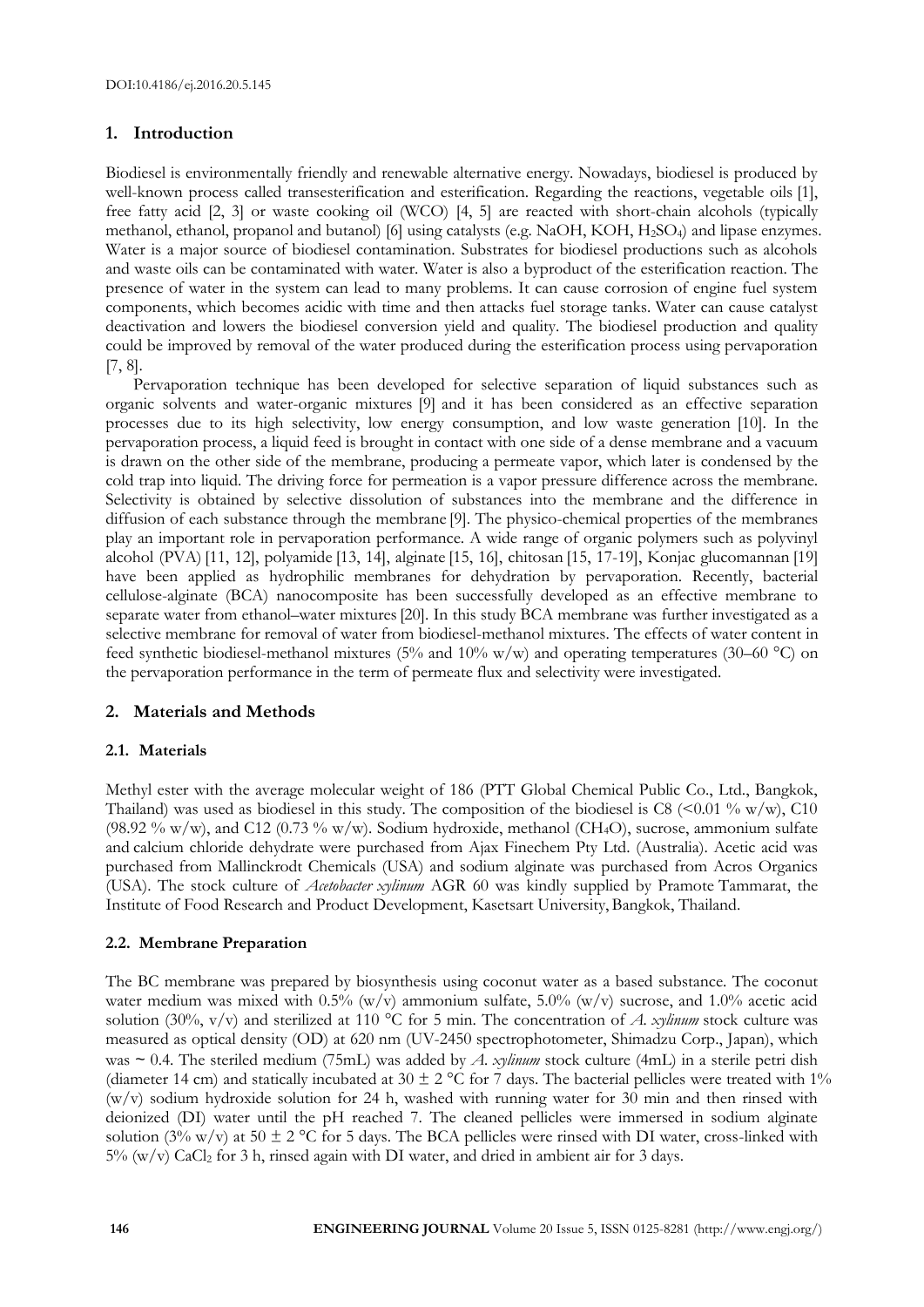DOI:10.4186/ej.2016.20.5.145

## 1. Introduction

Biodiesel is environmentally friendly and renewable alternative energy. Nowadays, biodiesel is produced by well-known process called transesterification and esterification. Regarding the reactions, vegetable oils [1], free fatty acid [2, 3] or waste cooking oil (WCO) [4, 5] are reacted with short-chain alcohols (typically methanol, ethanol, propanol and butanol) [6] using catalysts (e.g. NaOH, KOH, $H_2SO_4$) and lipase enzymes. Water is a major source of biodiesel contamination. Substrates for biodiesel productions such as alcohols and waste oils can be contaminated with water. Water is also a byproduct of the esterification reaction. The presence of water in the system can lead to many problems. It can cause corrosion of engine fuel system components, which becomes acidic with time and then attacks fuel storage tanks. Water can cause catalyst deactivation and lowers the biodiesel conversion yield and quality. The biodiesel production and quality could be improved by removal of the water produced during the esterification process using pervaporation [7, 8].

Pervaporation technique has been developed for selective separation of liquid substances such as organic solvents and water-organic mixtures [9] and it has been considered as an effective separation processes due to its high selectivity, low energy consumption, and low waste generation [10]. In the pervaporation process, a liquid feed is brought in contact with one side of a dense membrane and a vacuum is drawn on the other side of the membrane, producing a permeate vapor, which later is condensed by the cold trap into liquid. The driving force for permeation is a vapor pressure difference across the membrane. Selectivity is obtained by selective dissolution of substances into the membrane and the difference in diffusion of each substance through the membrane [9]. The physico-chemical properties of the membranes play an important role in pervaporation performance. A wide range of organic polymers such as polyvinyl alcohol (PVA) [11, 12], polyamide [13, 14], alginate [15, 16], chitosan [15, 17-19], Konjac glucomannan [19] have been applied as hydrophilic membranes for dehydration by pervaporation. Recently, bacterial cellulose-alginate (BCA) nanocomposite has been successfully developed as an effective membrane to separate water from ethanol–water mixtures [20]. In this study BCA membrane was further investigated as a selective membrane for removal of water from biodiesel-methanol mixtures. The effects of water content in feed synthetic biodiesel-methanol mixtures (5% and 10% w/w) and operating temperatures (30–60 °C) on the pervaporation performance in the term of permeate flux and selectivity were investigated.

## 2. Materials and Methods

### 2.1. Materials

Methyl ester with the average molecular weight of 186 (PTT Global Chemical Public Co., Ltd., Bangkok, Thailand) was used as biodiesel in this study. The composition of the biodiesel is C8 (<0.01 % w/w), C10 (98.92 % w/w), and C12 (0.73 % w/w). Sodium hydroxide, methanol ($CH_4O$), sucrose, ammonium sulfate and calcium chloride dehydrate were purchased from Ajax Finechem Pty Ltd. (Australia). Acetic acid was purchased from Mallinckrodt Chemicals (USA) and sodium alginate was purchased from Acros Organics (USA). The stock culture of *Acetobacter xylinum* AGR 60 was kindly supplied by Pramote Tammarat, the Institute of Food Research and Product Development, Kasetsart University, Bangkok, Thailand.

### 2.2. Membrane Preparation

The BC membrane was prepared by biosynthesis using coconut water as a based substance. The coconut water medium was mixed with 0.5% (w/v) ammonium sulfate, 5.0% (w/v) sucrose, and 1.0% acetic acid solution (30%, v/v) and sterilized at 110 °C for 5 min. The concentration of *A. xylinum* stock culture was measured as optical density (OD) at 620 nm (UV-2450 spectrophotometer, Shimadzu Corp., Japan), which was ~ 0.4. The steriled medium (75mL) was added by *A. xylinum* stock culture (4mL) in a sterile petri dish (diameter 14 cm) and statically incubated at 30 ± 2 °C for 7 days. The bacterial pellicles were treated with 1% (w/v) sodium hydroxide solution for 24 h, washed with running water for 30 min and then rinsed with deionized (DI) water until the pH reached 7. The cleaned pellicles were immersed in sodium alginate solution (3% w/v) at 50 ± 2 °C for 5 days. The BCA pellicles were rinsed with DI water, cross-linked with 5% (w/v) $CaCl_2$ for 3 h, rinsed again with DI water, and dried in ambient air for 3 days.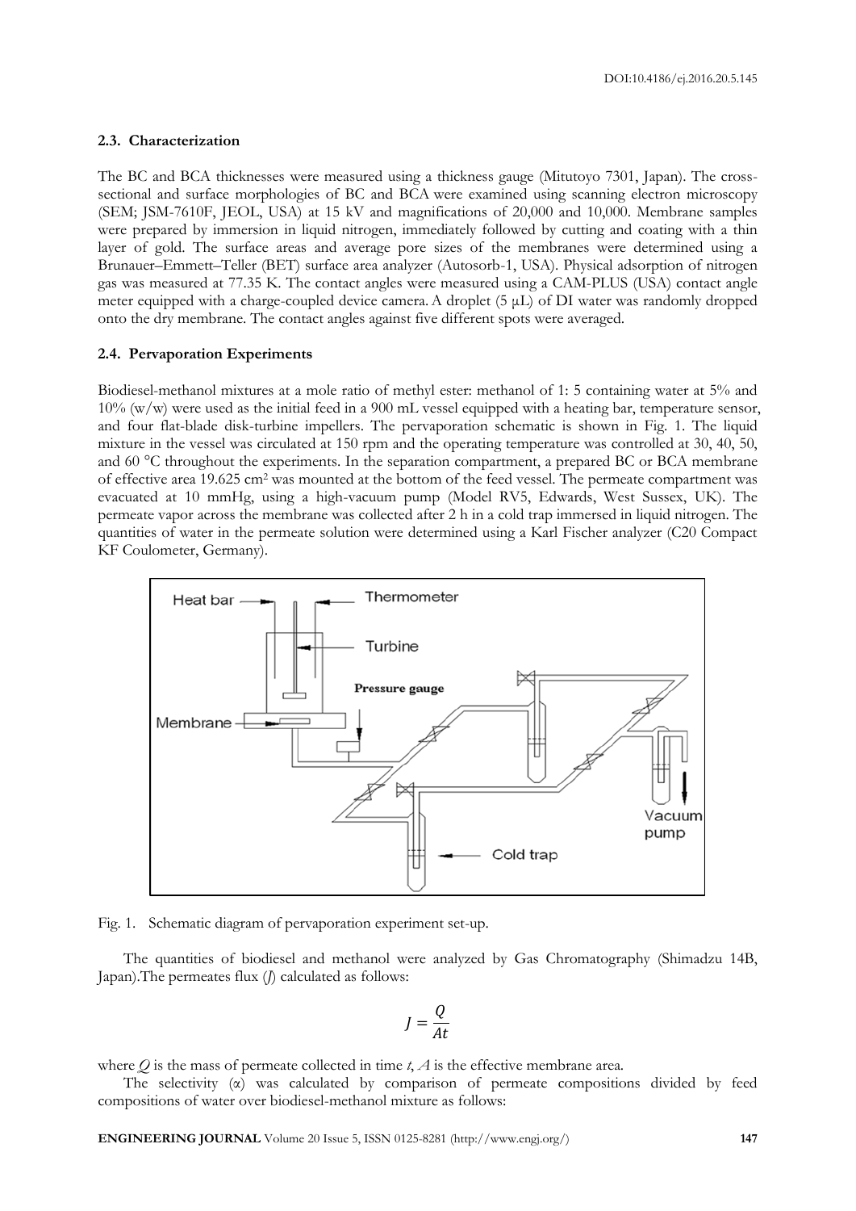### 2.3. Characterization

The BC and BCA thicknesses were measured using a thickness gauge (Mitutoyo 7301, Japan). The cross-sectional and surface morphologies of BC and BCA were examined using scanning electron microscopy (SEM; JSM-7610F, JEOL, USA) at 15 kV and magnifications of 20,000 and 10,000. Membrane samples were prepared by immersion in liquid nitrogen, immediately followed by cutting and coating with a thin layer of gold. The surface areas and average pore sizes of the membranes were determined using a Brunauer–Emmett–Teller (BET) surface area analyzer (Autosorb-1, USA). Physical adsorption of nitrogen gas was measured at 77.35 K. The contact angles were measured using a CAM-PLUS (USA) contact angle meter equipped with a charge-coupled device camera. A droplet (5 μL) of DI water was randomly dropped onto the dry membrane. The contact angles against five different spots were averaged.

### 2.4. Pervaporation Experiments

Biodiesel-methanol mixtures at a mole ratio of methyl ester: methanol of 1: 5 containing water at 5% and 10% (w/w) were used as the initial feed in a 900 mL vessel equipped with a heating bar, temperature sensor, and four flat-blade disk-turbine impellers. The pervaporation schematic is shown in Fig. 1. The liquid mixture in the vessel was circulated at 150 rpm and the operating temperature was controlled at 30, 40, 50, and 60 °C throughout the experiments. In the separation compartment, a prepared BC or BCA membrane of effective area 19.625 cm$^2$ was mounted at the bottom of the feed vessel. The permeate compartment was evacuated at 10 mmHg, using a high-vacuum pump (Model RV5, Edwards, West Sussex, UK). The permeate vapor across the membrane was collected after 2 h in a cold trap immersed in liquid nitrogen. The quantities of water in the permeate solution were determined using a Karl Fischer analyzer (C20 Compact KF Coulometer, Germany).

Fig. 1. Schematic diagram of pervaporation experiment set-up.

The quantities of biodiesel and methanol were analyzed by Gas Chromatography (Shimadzu 14B, Japan).The permeates flux (*J*) calculated as follows:

$$J = \frac{Q}{At}$$

where *Q* is the mass of permeate collected in time *t*, *A* is the effective membrane area.

The selectivity (α) was calculated by comparison of permeate compositions divided by feed compositions of water over biodiesel-methanol mixture as follows: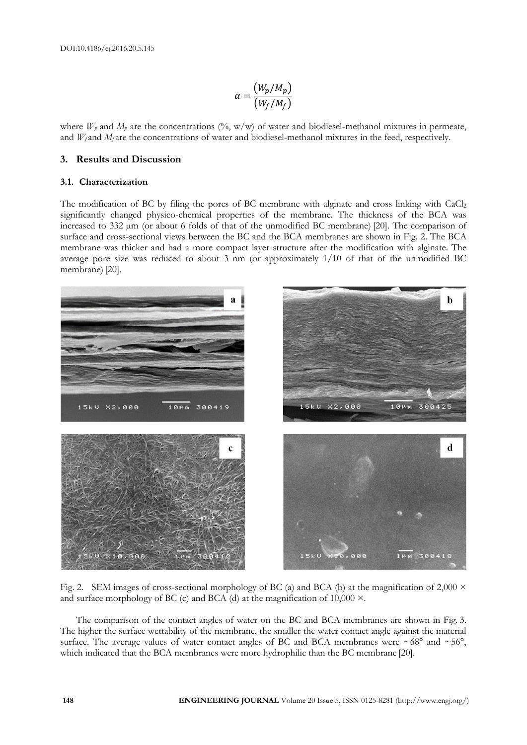$$\alpha = \frac{(W_p/M_p)}{(W_f/M_f)}$$

where $W_p$ and $M_p$ are the concentrations (%, w/w) of water and biodiesel-methanol mixtures in permeate, and $W_f$ and $M_f$ are the concentrations of water and biodiesel-methanol mixtures in the feed, respectively.

## 3. Results and Discussion

### 3.1. Characterization

The modification of BC by filing the pores of BC membrane with alginate and cross linking with $CaCl_2$ significantly changed physico-chemical properties of the membrane. The thickness of the BCA was increased to 332 μm (or about 6 folds of that of the unmodified BC membrane) [20]. The comparison of surface and cross-sectional views between the BC and the BCA membranes are shown in Fig. 2. The BCA membrane was thicker and had a more compact layer structure after the modification with alginate. The average pore size was reduced to about 3 nm (or approximately 1/10 of that of the unmodified BC membrane) [20].

Fig. 2. SEM images of cross-sectional morphology of BC (a) and BCA (b) at the magnification of 2,000 × and surface morphology of BC (c) and BCA (d) at the magnification of 10,000 ×.

The comparison of the contact angles of water on the BC and BCA membranes are shown in Fig. 3. The higher the surface wettability of the membrane, the smaller the water contact angle against the material surface. The average values of water contact angles of BC and BCA membranes were ~68° and ~56°, which indicated that the BCA membranes were more hydrophilic than the BC membrane [20].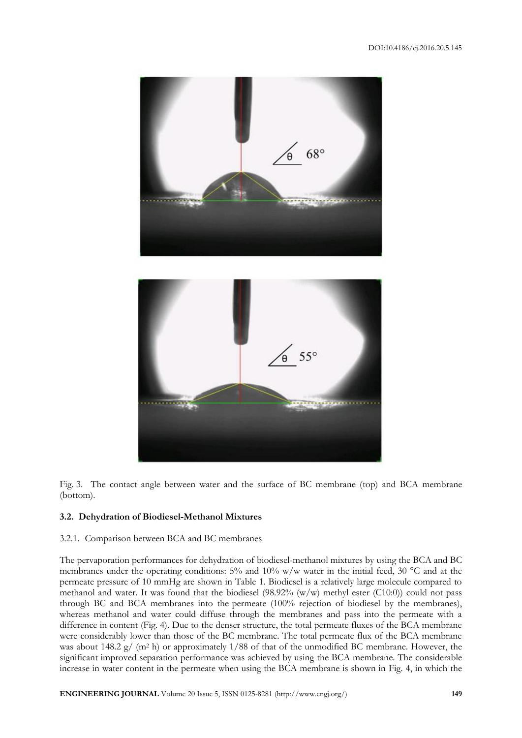Fig. 3. The contact angle between water and the surface of BC membrane (top) and BCA membrane (bottom).

### 3.2. Dehydration of Biodiesel-Methanol Mixtures

#### 3.2.1. Comparison between BCA and BC membranes

The pervaporation performances for dehydration of biodiesel-methanol mixtures by using the BCA and BC membranes under the operating conditions: 5% and 10% w/w water in the initial feed, 30 °C and at the permeate pressure of 10 mmHg are shown in Table 1. Biodiesel is a relatively large molecule compared to methanol and water. It was found that the biodiesel (98.92% (w/w) methyl ester (C10:0)) could not pass through BC and BCA membranes into the permeate (100% rejection of biodiesel by the membranes), whereas methanol and water could diffuse through the membranes and pass into the permeate with a difference in content (Fig. 4). Due to the denser structure, the total permeate fluxes of the BCA membrane were considerably lower than those of the BC membrane. The total permeate flux of the BCA membrane was about 148.2 g/ ($m^2$ h) or approximately 1/88 of that of the unmodified BC membrane. However, the significant improved separation performance was achieved by using the BCA membrane. The considerable increase in water content in the permeate when using the BCA membrane is shown in Fig. 4, in which the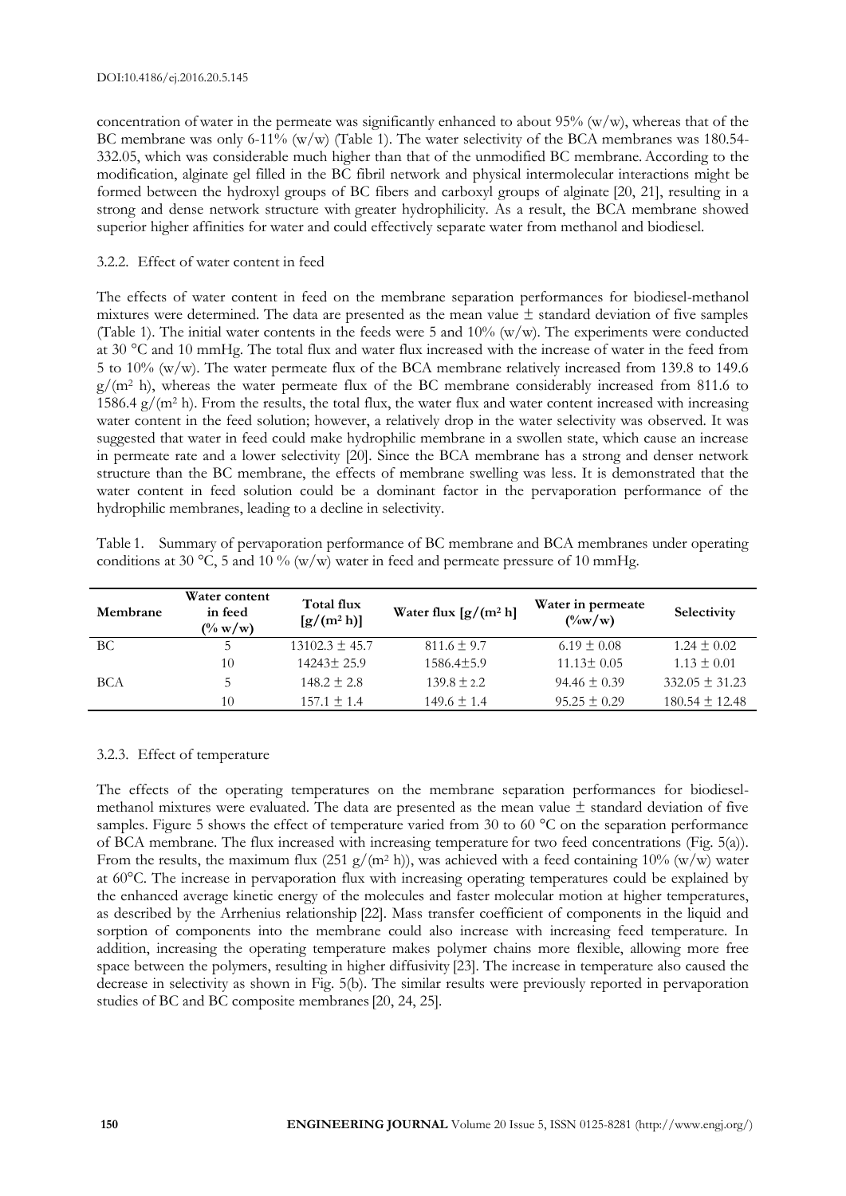concentration of water in the permeate was significantly enhanced to about 95% (w/w), whereas that of the BC membrane was only 6-11% (w/w) (Table 1). The water selectivity of the BCA membranes was 180.54-332.05, which was considerable much higher than that of the unmodified BC membrane. According to the modification, alginate gel filled in the BC fibril network and physical intermolecular interactions might be formed between the hydroxyl groups of BC fibers and carboxyl groups of alginate [20, 21], resulting in a strong and dense network structure with greater hydrophilicity. As a result, the BCA membrane showed superior higher affinities for water and could effectively separate water from methanol and biodiesel.

### 3.2.2. Effect of water content in feed

The effects of water content in feed on the membrane separation performances for biodiesel-methanol mixtures were determined. The data are presented as the mean value ± standard deviation of five samples (Table 1). The initial water contents in the feeds were 5 and 10% (w/w). The experiments were conducted at 30 °C and 10 mmHg. The total flux and water flux increased with the increase of water in the feed from 5 to 10% (w/w). The water permeate flux of the BCA membrane relatively increased from 139.8 to 149.6 $g/(m^2\ h)$, whereas the water permeate flux of the BC membrane considerably increased from 811.6 to 1586.4 $g/(m^2\ h)$. From the results, the total flux, the water flux and water content increased with increasing water content in the feed solution; however, a relatively drop in the water selectivity was observed. It was suggested that water in feed could make hydrophilic membrane in a swollen state, which cause an increase in permeate rate and a lower selectivity [20]. Since the BCA membrane has a strong and denser network structure than the BC membrane, the effects of membrane swelling was less. It is demonstrated that the water content in feed solution could be a dominant factor in the pervaporation performance of the hydrophilic membranes, leading to a decline in selectivity.

Table 1. Summary of pervaporation performance of BC membrane and BCA membranes under operating conditions at 30 °C, 5 and 10 % (w/w) water in feed and permeate pressure of 10 mmHg.

| Membrane | Water content in feed (% w/w) | Total flux $[g/(m^2\ h)]$ | Water flux $[g/(m^2\ h]$ | Water in permeate (%w/w) | Selectivity |
|---|---|---|---|---|---|
| BC | 5 | 13102.3 ± 45.7 | 811.6 ± 9.7 | 6.19 ± 0.08 | 1.24 ± 0.02 |
| | 10 | 14243± 25.9 | 1586.4±5.9 | 11.13± 0.05 | 1.13 ± 0.01 |
| BCA | 5 | 148.2 ± 2.8 | 139.8 ± 2.2 | 94.46 ± 0.39 | 332.05 ± 31.23 |
| | 10 | 157.1 ± 1.4 | 149.6 ± 1.4 | 95.25 ± 0.29 | 180.54 ± 12.48 |

### 3.2.3. Effect of temperature

The effects of the operating temperatures on the membrane separation performances for biodiesel-methanol mixtures were evaluated. The data are presented as the mean value ± standard deviation of five samples. Figure 5 shows the effect of temperature varied from 30 to 60 °C on the separation performance of BCA membrane. The flux increased with increasing temperature for two feed concentrations (Fig. 5(a)). From the results, the maximum flux (251 $g/(m^2\ h)$), was achieved with a feed containing 10% (w/w) water at 60°C. The increase in pervaporation flux with increasing operating temperatures could be explained by the enhanced average kinetic energy of the molecules and faster molecular motion at higher temperatures, as described by the Arrhenius relationship [22]. Mass transfer coefficient of components in the liquid and sorption of components into the membrane could also increase with increasing feed temperature. In addition, increasing the operating temperature makes polymer chains more flexible, allowing more free space between the polymers, resulting in higher diffusivity [23]. The increase in temperature also caused the decrease in selectivity as shown in Fig. 5(b). The similar results were previously reported in pervaporation studies of BC and BC composite membranes [20, 24, 25].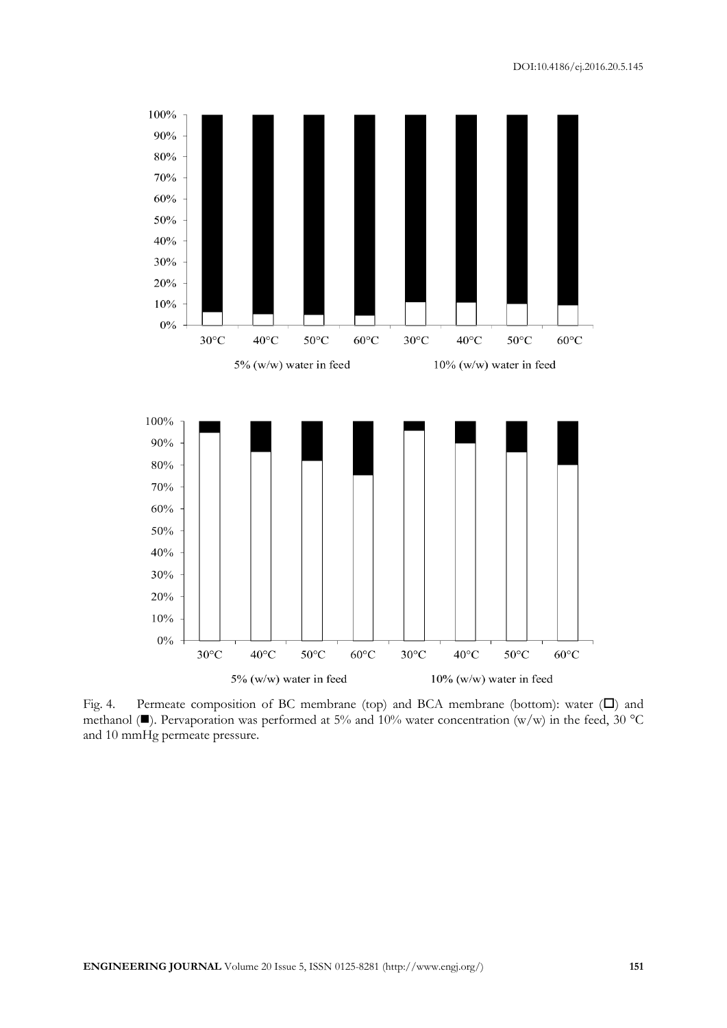Fig. 4. Permeate composition of BC membrane (top) and BCA membrane (bottom): water (□) and methanol (■). Pervaporation was performed at 5% and 10% water concentration (w/w) in the feed, 30 °C and 10 mmHg permeate pressure.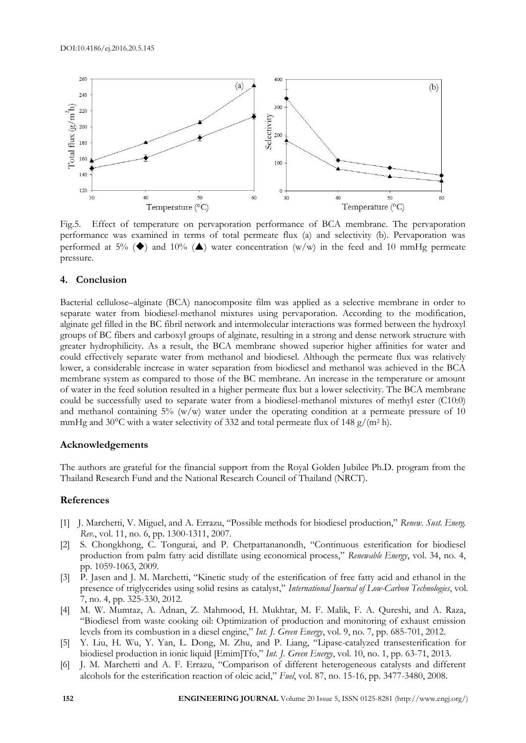Fig.5. Effect of temperature on pervaporation performance of BCA membrane. The pervaporation performance was examined in terms of total permeate flux (a) and selectivity (b). Pervaporation was performed at 5% (◆) and 10% (▲) water concentration (w/w) in the feed and 10 mmHg permeate pressure.

## 4. Conclusion

Bacterial cellulose–alginate (BCA) nanocomposite film was applied as a selective membrane in order to separate water from biodiesel-methanol mixtures using pervaporation. According to the modification, alginate gel filled in the BC fibril network and intermolecular interactions was formed between the hydroxyl groups of BC fibers and carboxyl groups of alginate, resulting in a strong and dense network structure with greater hydrophilicity. As a result, the BCA membrane showed superior higher affinities for water and could effectively separate water from methanol and biodiesel. Although the permeate flux was relatively lower, a considerable increase in water separation from biodiesel and methanol was achieved in the BCA membrane system as compared to those of the BC membrane. An increase in the temperature or amount of water in the feed solution resulted in a higher permeate flux but a lower selectivity. The BCA membrane could be successfully used to separate water from a biodiesel-methanol mixtures of methyl ester (C10:0) and methanol containing 5% (w/w) water under the operating condition at a permeate pressure of 10 mmHg and 30°C with a water selectivity of 332 and total permeate flux of 148 g/($m^2$ h).

## Acknowledgements

The authors are grateful for the financial support from the Royal Golden Jubilee Ph.D. program from the Thailand Research Fund and the National Research Council of Thailand (NRCT).

## References

[1] J. Marchetti, V. Miguel, and A. Errazu, "Possible methods for biodiesel production," *Renew. Sust. Energ. Rev.*, vol. 11, no. 6, pp. 1300-1311, 2007.

[2] S. Chongkhong, C. Tongurai, and P. Chetpattananondh, "Continuous esterification for biodiesel production from palm fatty acid distillate using economical process," *Renewable Energy*, vol. 34, no. 4, pp. 1059-1063, 2009.

[3] P. Jasen and J. M. Marchetti, "Kinetic study of the esterification of free fatty acid and ethanol in the presence of triglycerides using solid resins as catalyst," *International Journal of Low-Carbon Technologies*, vol. 7, no. 4, pp. 325-330, 2012.

[4] M. W. Mumtaz, A. Adnan, Z. Mahmood, H. Mukhtar, M. F. Malik, F. A. Qureshi, and A. Raza, "Biodiesel from waste cooking oil: Optimization of production and monitoring of exhaust emission levels from its combustion in a diesel engine," *Int. J. Green Energy*, vol. 9, no. 7, pp. 685-701, 2012.

[5] Y. Liu, H. Wu, Y. Yan, L. Dong, M. Zhu, and P. Liang, "Lipase-catalyzed transesterification for biodiesel production in ionic liquid [Emim]Tfo," *Int. J. Green Energy*, vol. 10, no. 1, pp. 63-71, 2013.

[6] J. M. Marchetti and A. F. Errazu, "Comparison of different heterogeneous catalysts and different alcohols for the esterification reaction of oleic acid," *Fuel*, vol. 87, no. 15-16, pp. 3477-3480, 2008.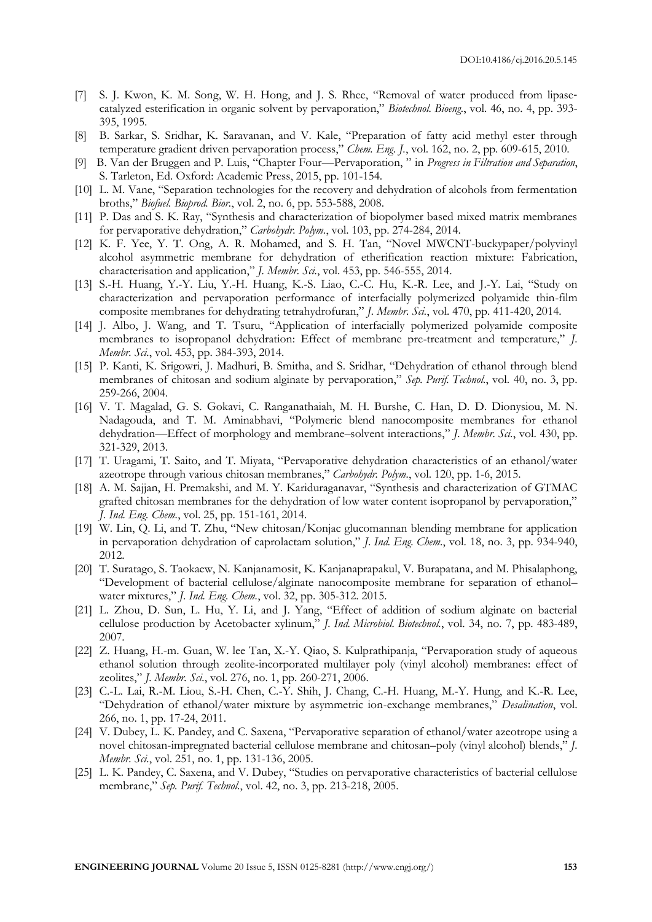[7] S. J. Kwon, K. M. Song, W. H. Hong, and J. S. Rhee, "Removal of water produced from lipase-catalyzed esterification in organic solvent by pervaporation," *Biotechnol. Bioeng.*, vol. 46, no. 4, pp. 393-395, 1995.

[8] B. Sarkar, S. Sridhar, K. Saravanan, and V. Kale, "Preparation of fatty acid methyl ester through temperature gradient driven pervaporation process," *Chem. Eng. J.*, vol. 162, no. 2, pp. 609-615, 2010.

[9] B. Van der Bruggen and P. Luis, "Chapter Four—Pervaporation, " in *Progress in Filtration and Separation*, S. Tarleton, Ed. Oxford: Academic Press, 2015, pp. 101-154.

[10] L. M. Vane, "Separation technologies for the recovery and dehydration of alcohols from fermentation broths," *Biofuel. Bioprod. Bior.*, vol. 2, no. 6, pp. 553-588, 2008.

[11] P. Das and S. K. Ray, "Synthesis and characterization of biopolymer based mixed matrix membranes for pervaporative dehydration," *Carbohydr. Polym.*, vol. 103, pp. 274-284, 2014.

[12] K. F. Yee, Y. T. Ong, A. R. Mohamed, and S. H. Tan, "Novel MWCNT-buckypaper/polyvinyl alcohol asymmetric membrane for dehydration of etherification reaction mixture: Fabrication, characterisation and application," *J. Membr. Sci.*, vol. 453, pp. 546-555, 2014.

[13] S.-H. Huang, Y.-Y. Liu, Y.-H. Huang, K.-S. Liao, C.-C. Hu, K.-R. Lee, and J.-Y. Lai, "Study on characterization and pervaporation performance of interfacially polymerized polyamide thin-film composite membranes for dehydrating tetrahydrofuran," *J. Membr. Sci.*, vol. 470, pp. 411-420, 2014.

[14] J. Albo, J. Wang, and T. Tsuru, "Application of interfacially polymerized polyamide composite membranes to isopropanol dehydration: Effect of membrane pre-treatment and temperature," *J. Membr. Sci.*, vol. 453, pp. 384-393, 2014.

[15] P. Kanti, K. Srigowri, J. Madhuri, B. Smitha, and S. Sridhar, "Dehydration of ethanol through blend membranes of chitosan and sodium alginate by pervaporation," *Sep. Purif. Technol.*, vol. 40, no. 3, pp. 259-266, 2004.

[16] V. T. Magalad, G. S. Gokavi, C. Ranganathaiah, M. H. Burshe, C. Han, D. D. Dionysiou, M. N. Nadagouda, and T. M. Aminabhavi, "Polymeric blend nanocomposite membranes for ethanol dehydration—Effect of morphology and membrane–solvent interactions," *J. Membr. Sci.*, vol. 430, pp. 321-329, 2013.

[17] T. Uragami, T. Saito, and T. Miyata, "Pervaporative dehydration characteristics of an ethanol/water azeotrope through various chitosan membranes," *Carbohydr. Polym.*, vol. 120, pp. 1-6, 2015.

[18] A. M. Sajjan, H. Premakshi, and M. Y. Kariduraganavar, "Synthesis and characterization of GTMAC grafted chitosan membranes for the dehydration of low water content isopropanol by pervaporation," *J. Ind. Eng. Chem.*, vol. 25, pp. 151-161, 2014.

[19] W. Lin, Q. Li, and T. Zhu, "New chitosan/Konjac glucomannan blending membrane for application in pervaporation dehydration of caprolactam solution," *J. Ind. Eng. Chem.*, vol. 18, no. 3, pp. 934-940, 2012.

[20] T. Suratago, S. Taokaew, N. Kanjanamosit, K. Kanjanaprapakul, V. Burapatana, and M. Phisalaphong, "Development of bacterial cellulose/alginate nanocomposite membrane for separation of ethanol–water mixtures," *J. Ind. Eng. Chem.*, vol. 32, pp. 305-312. 2015.

[21] L. Zhou, D. Sun, L. Hu, Y. Li, and J. Yang, "Effect of addition of sodium alginate on bacterial cellulose production by Acetobacter xylinum," *J. Ind. Microbiol. Biotechnol.*, vol. 34, no. 7, pp. 483-489, 2007.

[22] Z. Huang, H.-m. Guan, W. lee Tan, X.-Y. Qiao, S. Kulprathipanja, "Pervaporation study of aqueous ethanol solution through zeolite-incorporated multilayer poly (vinyl alcohol) membranes: effect of zeolites," *J. Membr. Sci.*, vol. 276, no. 1, pp. 260-271, 2006.

[23] C.-L. Lai, R.-M. Liou, S.-H. Chen, C.-Y. Shih, J. Chang, C.-H. Huang, M.-Y. Hung, and K.-R. Lee, "Dehydration of ethanol/water mixture by asymmetric ion-exchange membranes," *Desalination*, vol. 266, no. 1, pp. 17-24, 2011.

[24] V. Dubey, L. K. Pandey, and C. Saxena, "Pervaporative separation of ethanol/water azeotrope using a novel chitosan-impregnated bacterial cellulose membrane and chitosan–poly (vinyl alcohol) blends," *J. Membr. Sci.*, vol. 251, no. 1, pp. 131-136, 2005.

[25] L. K. Pandey, C. Saxena, and V. Dubey, "Studies on pervaporative characteristics of bacterial cellulose membrane," *Sep. Purif. Technol.*, vol. 42, no. 3, pp. 213-218, 2005.